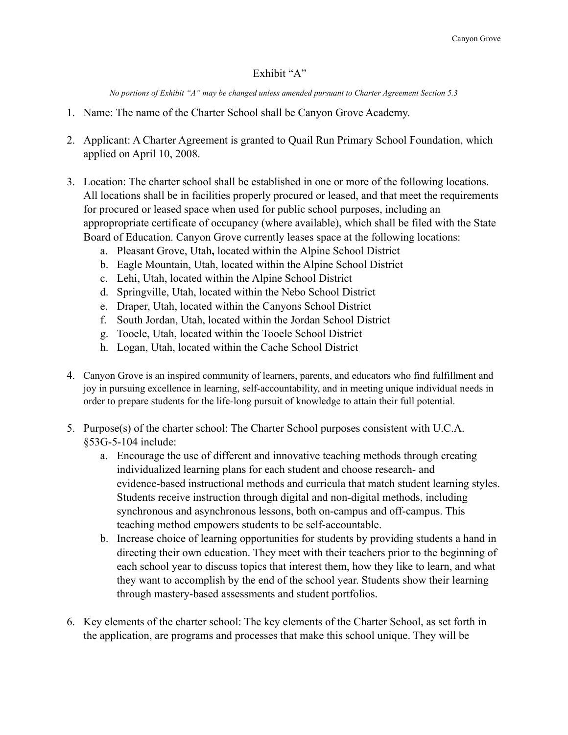# Exhibit "A"

*No portions of Exhibit "A" may be changed unless amended pursuant to Charter Agreement Section 5.3*

1. Name: The name of the Charter School shall be Canyon Grove Academy.

2. Applicant: A Charter Agreement is granted to Quail Run Primary School Foundation, which applied on April 10, 2008.

3. Location: The charter school shall be established in one or more of the following locations. All locations shall be in facilities properly procured or leased, and that meet the requirements for procured or leased space when used for public school purposes, including an appropropriate certificate of occupancy (where available), which shall be filed with the State Board of Education. Canyon Grove currently leases space at the following locations:
   a. Pleasant Grove, Utah**,** located within the Alpine School District
   b. Eagle Mountain, Utah, located within the Alpine School District
   c. Lehi, Utah, located within the Alpine School District
   d. Springville, Utah, located within the Nebo School District
   e. Draper, Utah, located within the Canyons School District
   f. South Jordan, Utah, located within the Jordan School District
   g. Tooele, Utah, located within the Tooele School District
   h. Logan, Utah, located within the Cache School District

4. Canyon Grove is an inspired community of learners, parents, and educators who find fulfillment and joy in pursuing excellence in learning, self-accountability, and in meeting unique individual needs in order to prepare students for the life-long pursuit of knowledge to attain their full potential.

5. Purpose(s) of the charter school: The Charter School purposes consistent with U.C.A. §53G-5-104 include:
   a. Encourage the use of different and innovative teaching methods through creating individualized learning plans for each student and choose research- and evidence-based instructional methods and curricula that match student learning styles. Students receive instruction through digital and non-digital methods, including synchronous and asynchronous lessons, both on-campus and off-campus. This teaching method empowers students to be self-accountable.
   b. Increase choice of learning opportunities for students by providing students a hand in directing their own education. They meet with their teachers prior to the beginning of each school year to discuss topics that interest them, how they like to learn, and what they want to accomplish by the end of the school year. Students show their learning through mastery-based assessments and student portfolios.

6. Key elements of the charter school: The key elements of the Charter School, as set forth in the application, are programs and processes that make this school unique. They will be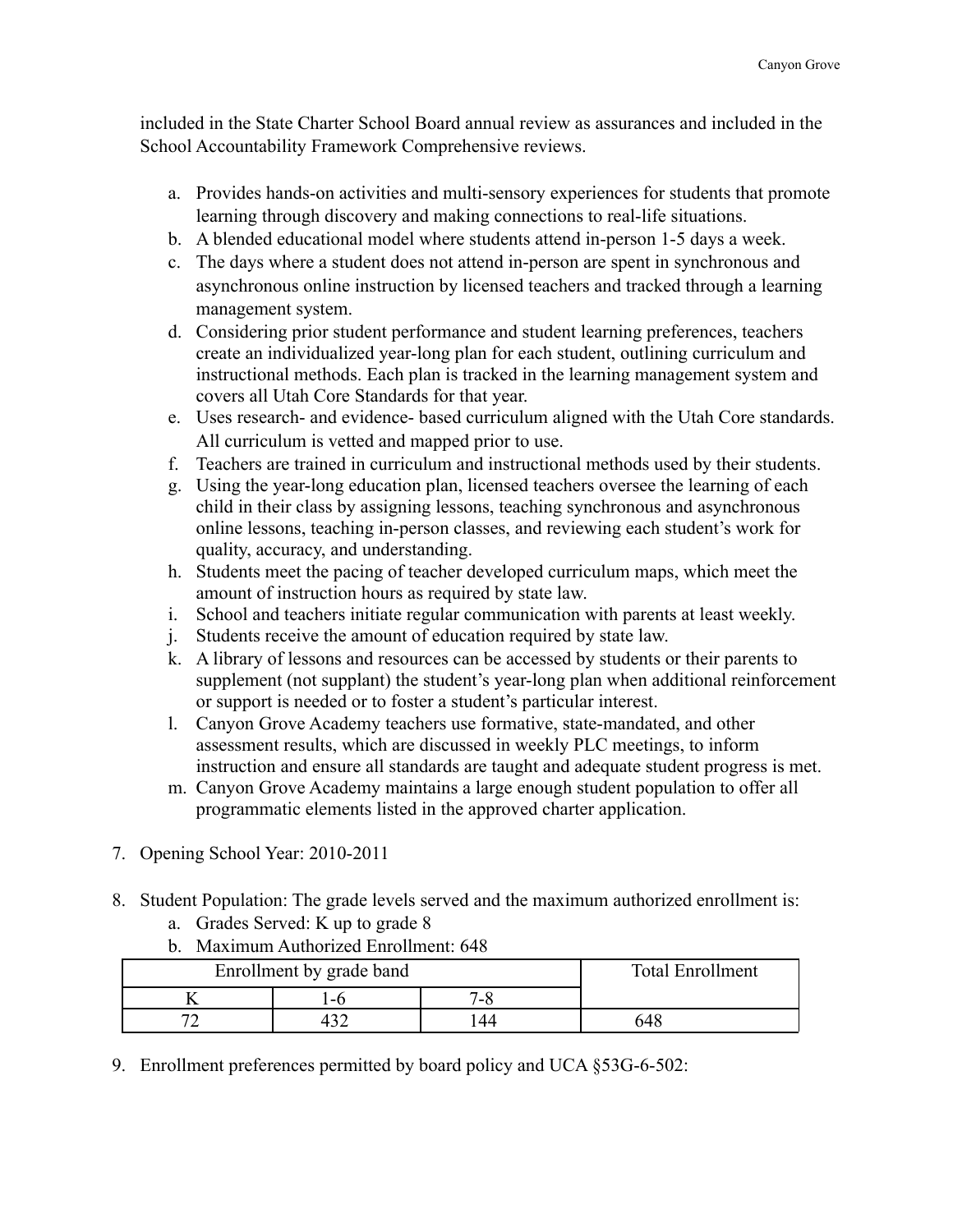included in the State Charter School Board annual review as assurances and included in the School Accountability Framework Comprehensive reviews.

a. Provides hands-on activities and multi-sensory experiences for students that promote learning through discovery and making connections to real-life situations.
b. A blended educational model where students attend in-person 1-5 days a week.
c. The days where a student does not attend in-person are spent in synchronous and asynchronous online instruction by licensed teachers and tracked through a learning management system.
d. Considering prior student performance and student learning preferences, teachers create an individualized year-long plan for each student, outlining curriculum and instructional methods. Each plan is tracked in the learning management system and covers all Utah Core Standards for that year.
e. Uses research- and evidence- based curriculum aligned with the Utah Core standards. All curriculum is vetted and mapped prior to use.
f. Teachers are trained in curriculum and instructional methods used by their students.
g. Using the year-long education plan, licensed teachers oversee the learning of each child in their class by assigning lessons, teaching synchronous and asynchronous online lessons, teaching in-person classes, and reviewing each student's work for quality, accuracy, and understanding.
h. Students meet the pacing of teacher developed curriculum maps, which meet the amount of instruction hours as required by state law.
i. School and teachers initiate regular communication with parents at least weekly.
j. Students receive the amount of education required by state law.
k. A library of lessons and resources can be accessed by students or their parents to supplement (not supplant) the student's year-long plan when additional reinforcement or support is needed or to foster a student's particular interest.
l. Canyon Grove Academy teachers use formative, state-mandated, and other assessment results, which are discussed in weekly PLC meetings, to inform instruction and ensure all standards are taught and adequate student progress is met.
m. Canyon Grove Academy maintains a large enough student population to offer all programmatic elements listed in the approved charter application.

7. Opening School Year: 2010-2011

8. Student Population: The grade levels served and the maximum authorized enrollment is:
   a. Grades Served: K up to grade 8
   b. Maximum Authorized Enrollment: 648

| Enrollment by grade band | | | Total Enrollment |
|---|---|---|---|
| K | 1-6 | 7-8 | |
| 72 | 432 | 144 | 648 |

9. Enrollment preferences permitted by board policy and UCA §53G-6-502: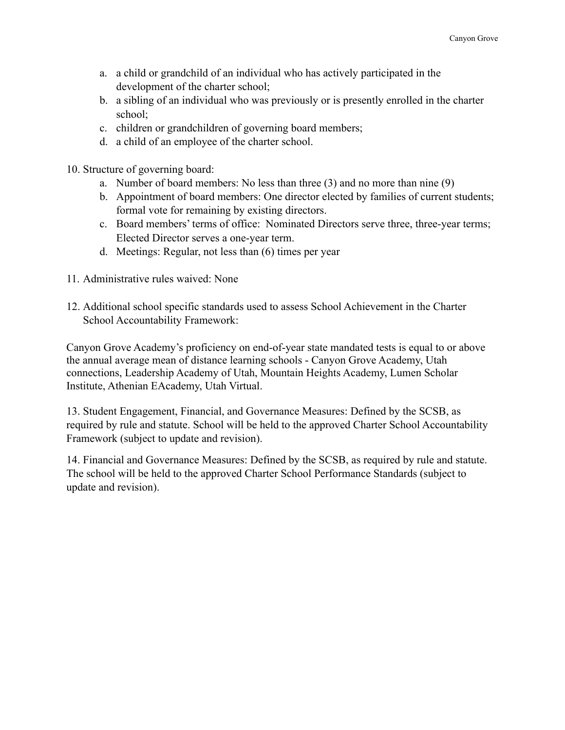a. a child or grandchild of an individual who has actively participated in the development of the charter school;
   b. a sibling of an individual who was previously or is presently enrolled in the charter school;
   c. children or grandchildren of governing board members;
   d. a child of an employee of the charter school.

10. Structure of governing board:
    a. Number of board members: No less than three (3) and no more than nine (9)
    b. Appointment of board members: One director elected by families of current students; formal vote for remaining by existing directors.
    c. Board members' terms of office: Nominated Directors serve three, three-year terms; Elected Director serves a one-year term.
    d. Meetings: Regular, not less than (6) times per year

11. Administrative rules waived: None

12. Additional school specific standards used to assess School Achievement in the Charter School Accountability Framework:

Canyon Grove Academy's proficiency on end-of-year state mandated tests is equal to or above the annual average mean of distance learning schools - Canyon Grove Academy, Utah connections, Leadership Academy of Utah, Mountain Heights Academy, Lumen Scholar Institute, Athenian EAcademy, Utah Virtual.

13. Student Engagement, Financial, and Governance Measures: Defined by the SCSB, as required by rule and statute. School will be held to the approved Charter School Accountability Framework (subject to update and revision).

14. Financial and Governance Measures: Defined by the SCSB, as required by rule and statute. The school will be held to the approved Charter School Performance Standards (subject to update and revision).